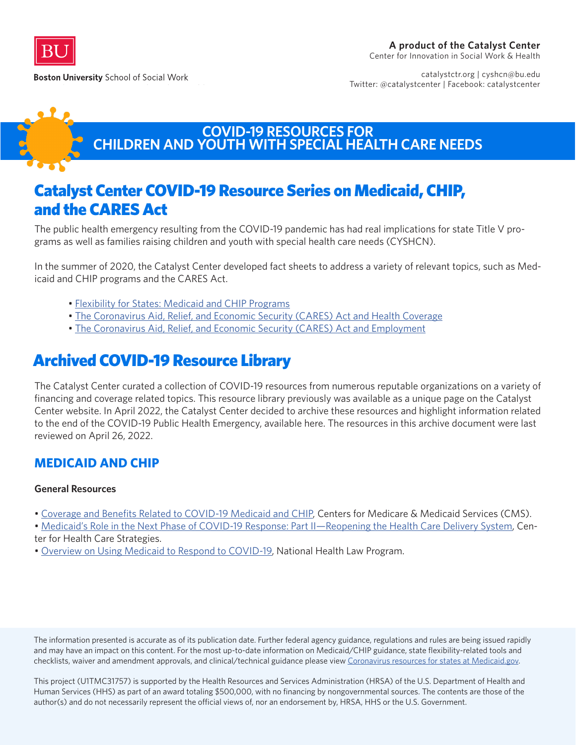**Boston University** School of Social Work

**A product of the Catalyst Center**
Center for Innovation in Social Work & Health

catalystctr.org | cyshcn@bu.edu
Twitter: @catalystcenter | Facebook: catalystcenter

# COVID-19 RESOURCES FOR CHILDREN AND YOUTH WITH SPECIAL HEALTH CARE NEEDS

## Catalyst Center COVID-19 Resource Series on Medicaid, CHIP, and the CARES Act

The public health emergency resulting from the COVID-19 pandemic has had real implications for state Title V programs as well as families raising children and youth with special health care needs (CYSHCN).

In the summer of 2020, the Catalyst Center developed fact sheets to address a variety of relevant topics, such as Medicaid and CHIP programs and the CARES Act.

- Flexibility for States: Medicaid and CHIP Programs
- The Coronavirus Aid, Relief, and Economic Security (CARES) Act and Health Coverage
- The Coronavirus Aid, Relief, and Economic Security (CARES) Act and Employment

## Archived COVID-19 Resource Library

The Catalyst Center curated a collection of COVID-19 resources from numerous reputable organizations on a variety of financing and coverage related topics. This resource library previously was available as a unique page on the Catalyst Center website. In April 2022, the Catalyst Center decided to archive these resources and highlight information related to the end of the COVID-19 Public Health Emergency, available here. The resources in this archive document were last reviewed on April 26, 2022.

### MEDICAID AND CHIP

**General Resources**

- Coverage and Benefits Related to COVID-19 Medicaid and CHIP, Centers for Medicare & Medicaid Services (CMS).
- Medicaid's Role in the Next Phase of COVID-19 Response: Part II—Reopening the Health Care Delivery System, Center for Health Care Strategies.
- Overview on Using Medicaid to Respond to COVID-19, National Health Law Program.

The information presented is accurate as of its publication date. Further federal agency guidance, regulations and rules are being issued rapidly and may have an impact on this content. For the most up-to-date information on Medicaid/CHIP guidance, state flexibility-related tools and checklists, waiver and amendment approvals, and clinical/technical guidance please view Coronavirus resources for states at Medicaid.gov.

This project (U1TMC31757) is supported by the Health Resources and Services Administration (HRSA) of the U.S. Department of Health and Human Services (HHS) as part of an award totaling $500,000, with no financing by nongovernmental sources. The contents are those of the author(s) and do not necessarily represent the official views of, nor an endorsement by, HRSA, HHS or the U.S. Government.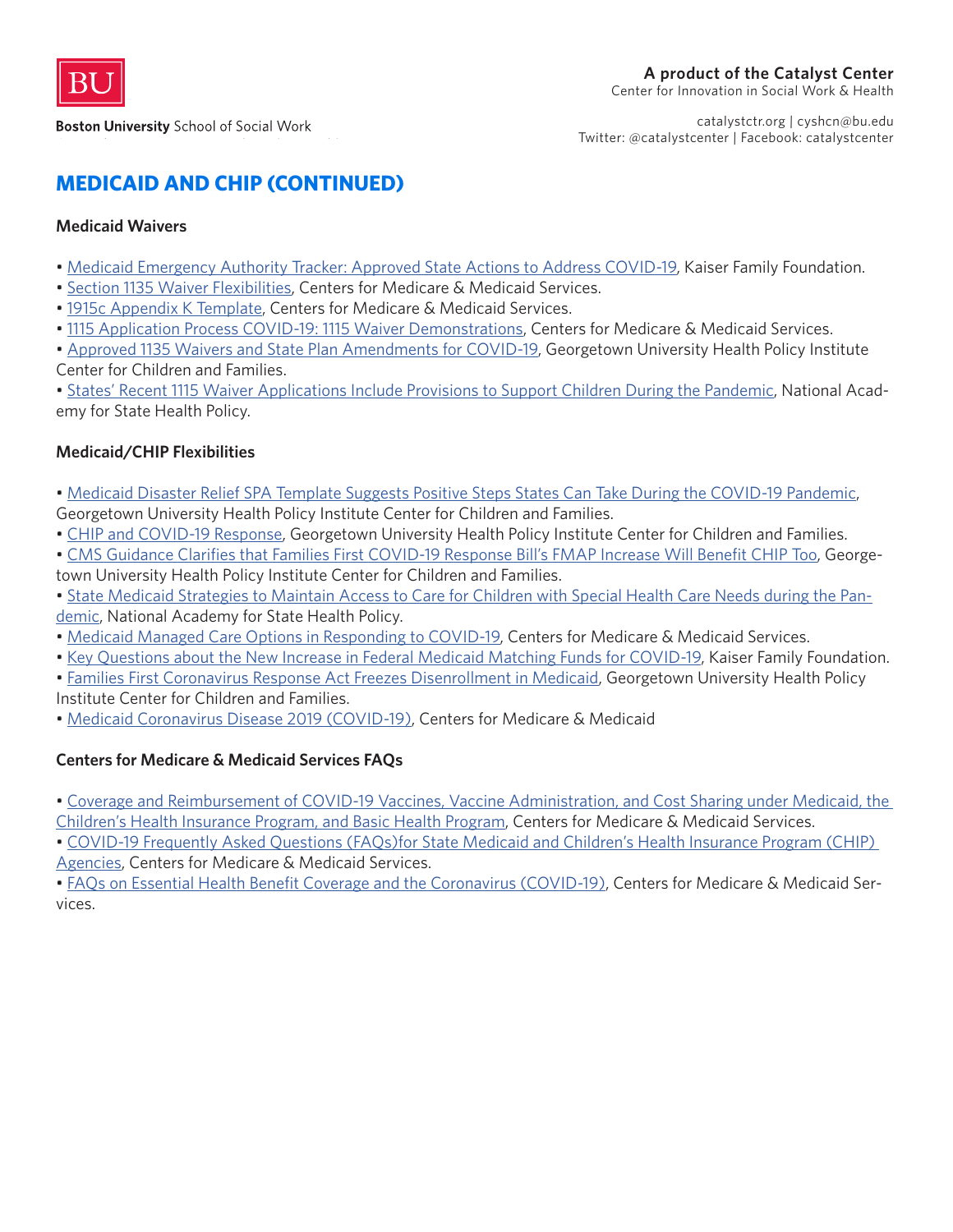## MEDICAID AND CHIP (CONTINUED)

### Medicaid Waivers

- Medicaid Emergency Authority Tracker: Approved State Actions to Address COVID-19, Kaiser Family Foundation.
- Section 1135 Waiver Flexibilities, Centers for Medicare & Medicaid Services.
- 1915c Appendix K Template, Centers for Medicare & Medicaid Services.
- 1115 Application Process COVID-19: 1115 Waiver Demonstrations, Centers for Medicare & Medicaid Services.
- Approved 1135 Waivers and State Plan Amendments for COVID-19, Georgetown University Health Policy Institute Center for Children and Families.
- States' Recent 1115 Waiver Applications Include Provisions to Support Children During the Pandemic, National Academy for State Health Policy.

### Medicaid/CHIP Flexibilities

- Medicaid Disaster Relief SPA Template Suggests Positive Steps States Can Take During the COVID-19 Pandemic, Georgetown University Health Policy Institute Center for Children and Families.
- CHIP and COVID-19 Response, Georgetown University Health Policy Institute Center for Children and Families.
- CMS Guidance Clarifies that Families First COVID-19 Response Bill's FMAP Increase Will Benefit CHIP Too, Georgetown University Health Policy Institute Center for Children and Families.
- State Medicaid Strategies to Maintain Access to Care for Children with Special Health Care Needs during the Pandemic, National Academy for State Health Policy.
- Medicaid Managed Care Options in Responding to COVID-19, Centers for Medicare & Medicaid Services.
- Key Questions about the New Increase in Federal Medicaid Matching Funds for COVID-19, Kaiser Family Foundation.
- Families First Coronavirus Response Act Freezes Disenrollment in Medicaid, Georgetown University Health Policy Institute Center for Children and Families.
- Medicaid Coronavirus Disease 2019 (COVID-19), Centers for Medicare & Medicaid

### Centers for Medicare & Medicaid Services FAQs

- Coverage and Reimbursement of COVID-19 Vaccines, Vaccine Administration, and Cost Sharing under Medicaid, the Children's Health Insurance Program, and Basic Health Program, Centers for Medicare & Medicaid Services.
- COVID-19 Frequently Asked Questions (FAQs)for State Medicaid and Children's Health Insurance Program (CHIP) Agencies, Centers for Medicare & Medicaid Services.
- FAQs on Essential Health Benefit Coverage and the Coronavirus (COVID-19), Centers for Medicare & Medicaid Services.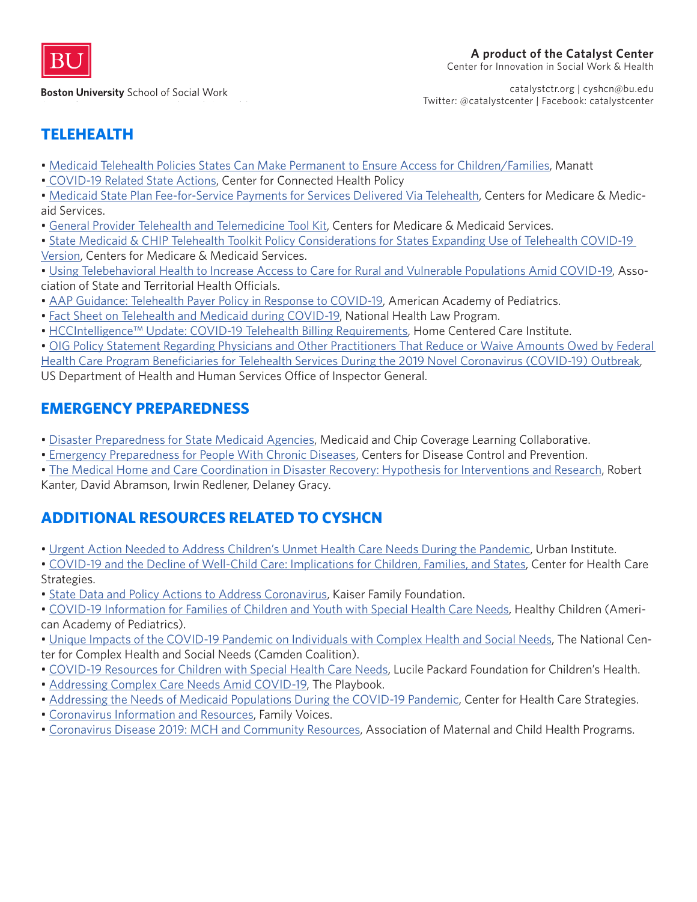## TELEHEALTH

- Medicaid Telehealth Policies States Can Make Permanent to Ensure Access for Children/Families, Manatt
- COVID-19 Related State Actions, Center for Connected Health Policy
- Medicaid State Plan Fee-for-Service Payments for Services Delivered Via Telehealth, Centers for Medicare & Medicaid Services.
- General Provider Telehealth and Telemedicine Tool Kit, Centers for Medicare & Medicaid Services.
- State Medicaid & CHIP Telehealth Toolkit Policy Considerations for States Expanding Use of Telehealth COVID-19 Version, Centers for Medicare & Medicaid Services.
- Using Telebehavioral Health to Increase Access to Care for Rural and Vulnerable Populations Amid COVID-19, Association of State and Territorial Health Officials.
- AAP Guidance: Telehealth Payer Policy in Response to COVID-19, American Academy of Pediatrics.
- Fact Sheet on Telehealth and Medicaid during COVID-19, National Health Law Program.
- HCCIntelligence™ Update: COVID-19 Telehealth Billing Requirements, Home Centered Care Institute.
- OIG Policy Statement Regarding Physicians and Other Practitioners That Reduce or Waive Amounts Owed by Federal Health Care Program Beneficiaries for Telehealth Services During the 2019 Novel Coronavirus (COVID-19) Outbreak, US Department of Health and Human Services Office of Inspector General.

## EMERGENCY PREPAREDNESS

- Disaster Preparedness for State Medicaid Agencies, Medicaid and Chip Coverage Learning Collaborative.
- Emergency Preparedness for People With Chronic Diseases, Centers for Disease Control and Prevention.
- The Medical Home and Care Coordination in Disaster Recovery: Hypothesis for Interventions and Research, Robert Kanter, David Abramson, Irwin Redlener, Delaney Gracy.

## ADDITIONAL RESOURCES RELATED TO CYSHCN

- Urgent Action Needed to Address Children's Unmet Health Care Needs During the Pandemic, Urban Institute.
- COVID-19 and the Decline of Well-Child Care: Implications for Children, Families, and States, Center for Health Care Strategies.
- State Data and Policy Actions to Address Coronavirus, Kaiser Family Foundation.
- COVID-19 Information for Families of Children and Youth with Special Health Care Needs, Healthy Children (American Academy of Pediatrics).
- Unique Impacts of the COVID-19 Pandemic on Individuals with Complex Health and Social Needs, The National Center for Complex Health and Social Needs (Camden Coalition).
- COVID-19 Resources for Children with Special Health Care Needs, Lucile Packard Foundation for Children's Health.
- Addressing Complex Care Needs Amid COVID-19, The Playbook.
- Addressing the Needs of Medicaid Populations During the COVID-19 Pandemic, Center for Health Care Strategies.
- Coronavirus Information and Resources, Family Voices.
- Coronavirus Disease 2019: MCH and Community Resources, Association of Maternal and Child Health Programs.